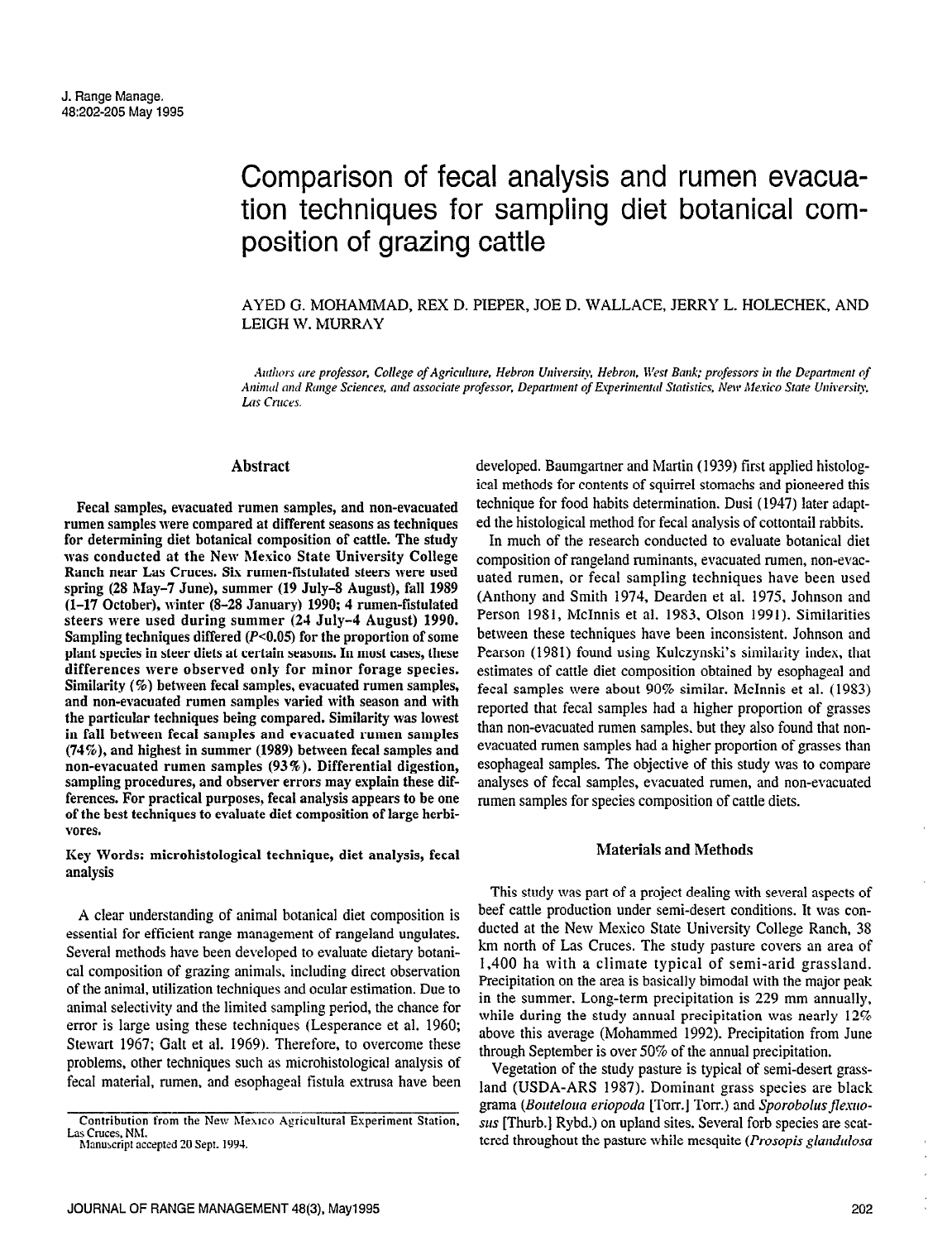# Comparison of fecal analysis and rumen evacuation techniques for sampling diet botanical composition of grazing cattle

AYED G. MOHAMMAD, REX D. PIEPER, JOE D. WALLACE, JERRY L. HOLECHEK, AND LEIGH W. MURRAY

*Authors are professor, College of Agriculture, Hebron University, Hebron, West Bank; professors in the Department of Animal and Range Sciences, and associate professor, Department of Experimental Statistics, New Mexico State University, Las Cruces.*

## Abstract

**Fecal samples, evacuated rumen samples, and non-evacuated rumen samples were compared at different seasons as techniques for determining diet botanical composition of cattle. The study was conducted at the New Mexico State University College Ranch near Las Cruces. Six rumen-fistulated steers were used spring (28 May–7 June), summer (19 July–8 August), fall 1989 (1–17 October), winter (8–28 January) 1990; 4 rumen-fistulated steers were used during summer (24 July–4 August) 1990. Sampling techniques differed ($P<0.05$) for the proportion of some plant species in steer diets at certain seasons. In most cases, these differences were observed only for minor forage species. Similarity (%) between fecal samples, evacuated rumen samples, and non-evacuated rumen samples varied with season and with the particular techniques being compared. Similarity was lowest in fall between fecal samples and evacuated rumen samples (74%), and highest in summer (1989) between fecal samples and non-evacuated rumen samples (93%). Differential digestion, sampling procedures, and observer errors may explain these differences. For practical purposes, fecal analysis appears to be one of the best techniques to evaluate diet composition of large herbivores.**

**Key Words:** microhistological technique, diet analysis, fecal analysis

A clear understanding of animal botanical diet composition is essential for efficient range management of rangeland ungulates. Several methods have been developed to evaluate dietary botanical composition of grazing animals, including direct observation of the animal, utilization techniques and ocular estimation. Due to animal selectivity and the limited sampling period, the chance for error is large using these techniques (Lesperance et al. 1960; Stewart 1967; Galt et al. 1969). Therefore, to overcome these problems, other techniques such as microhistological analysis of fecal material, rumen, and esophageal fistula extrusa have been developed. Baumgartner and Martin (1939) first applied histological methods for contents of squirrel stomachs and pioneered this technique for food habits determination. Dusi (1947) later adapted the histological method for fecal analysis of cottontail rabbits.

In much of the research conducted to evaluate botanical diet composition of rangeland ruminants, evacuated rumen, non-evacuated rumen, or fecal sampling techniques have been used (Anthony and Smith 1974, Dearden et al. 1975, Johnson and Person 1981, McInnis et al. 1983, Olson 1991). Similarities between these techniques have been inconsistent. Johnson and Pearson (1981) found using Kulczynski's similarity index, that estimates of cattle diet composition obtained by esophageal and fecal samples were about 90% similar. McInnis et al. (1983) reported that fecal samples had a higher proportion of grasses than non-evacuated rumen samples, but they also found that non-evacuated rumen samples had a higher proportion of grasses than esophageal samples. The objective of this study was to compare analyses of fecal samples, evacuated rumen, and non-evacuated rumen samples for species composition of cattle diets.

## Materials and Methods

This study was part of a project dealing with several aspects of beef cattle production under semi-desert conditions. It was conducted at the New Mexico State University College Ranch, 38 km north of Las Cruces. The study pasture covers an area of 1,400 ha with a climate typical of semi-arid grassland. Precipitation on the area is basically bimodal with the major peak in the summer. Long-term precipitation is 229 mm annually, while during the study annual precipitation was nearly 12% above this average (Mohammed 1992). Precipitation from June through September is over 50% of the annual precipitation.

Vegetation of the study pasture is typical of semi-desert grassland (USDA-ARS 1987). Dominant grass species are black grama (*Bouteloua eriopoda* [Torr.] Torr.) and *Sporobolus flexuosus* [Thurb.] Rybd.) on upland sites. Several forb species are scattered throughout the pasture while mesquite (*Prosopis glandulosa*

---

Contribution from the New Mexico Agricultural Experiment Station, Las Cruces, NM.

Manuscript accepted 20 Sept. 1994.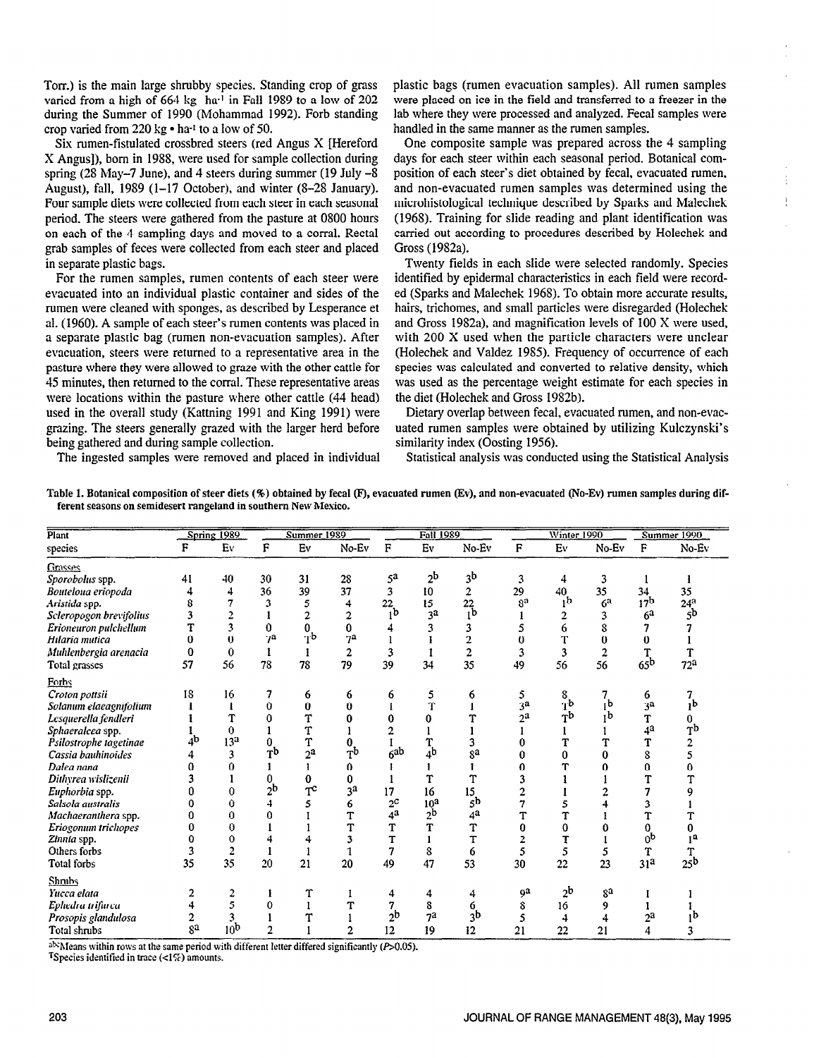Torr.) is the main large shrubby species. Standing crop of grass varied from a high of 664 kg ha$^{-1}$ in Fall 1989 to a low of 202 during the Summer of 1990 (Mohammad 1992). Forb standing crop varied from 220 kg • ha$^{-1}$ to a low of 50.

Six rumen-fistulated crossbred steers (red Angus X [Hereford X Angus]), born in 1988, were used for sample collection during spring (28 May–7 June), and 4 steers during summer (19 July –8 August), fall, 1989 (1–17 October), and winter (8–28 January). Four sample diets were collected from each steer in each seasonal period. The steers were gathered from the pasture at 0800 hours on each of the 4 sampling days and moved to a corral. Rectal grab samples of feces were collected from each steer and placed in separate plastic bags.

For the rumen samples, rumen contents of each steer were evacuated into an individual plastic container and sides of the rumen were cleaned with sponges, as described by Lesperance et al. (1960). A sample of each steer's rumen contents was placed in a separate plastic bag (rumen non-evacuation samples). After evacuation, steers were returned to a representative area in the pasture where they were allowed to graze with the other cattle for 45 minutes, then returned to the corral. These representative areas were locations within the pasture where other cattle (44 head) used in the overall study (Kattning 1991 and King 1991) were grazing. The steers generally grazed with the larger herd before being gathered and during sample collection.

The ingested samples were removed and placed in individual plastic bags (rumen evacuation samples). All rumen samples were placed on ice in the field and transferred to a freezer in the lab where they were processed and analyzed. Fecal samples were handled in the same manner as the rumen samples.

One composite sample was prepared across the 4 sampling days for each steer within each seasonal period. Botanical composition of each steer's diet obtained by fecal, evacuated rumen, and non-evacuated rumen samples was determined using the microhistological technique described by Sparks and Malechek (1968). Training for slide reading and plant identification was carried out according to procedures described by Holechek and Gross (1982a).

Twenty fields in each slide were selected randomly. Species identified by epidermal characteristics in each field were recorded (Sparks and Malechek 1968). To obtain more accurate results, hairs, trichomes, and small particles were disregarded (Holechek and Gross 1982a), and magnification levels of 100 X were used, with 200 X used when the particle characters were unclear (Holechek and Valdez 1985). Frequency of occurrence of each species was calculated and converted to relative density, which was used as the percentage weight estimate for each species in the diet (Holechek and Gross 1982b).

Dietary overlap between fecal, evacuated rumen, and non-evacuated rumen samples were obtained by utilizing Kulczynski's similarity index (Oosting 1956).

Statistical analysis was conducted using the Statistical Analysis

**Table 1. Botanical composition of steer diets (%) obtained by fecal (F), evacuated rumen (Ev), and non-evacuated (No-Ev) rumen samples during different seasons on semidesert rangeland in southern New Mexico.**

| Plant | Spring 1989 | | Summer 1989 | | | Fall 1989 | | | Winter 1990 | | | Summer 1990 | |
|---|---|---|---|---|---|---|---|---|---|---|---|---|---|
| species | F | Ev | F | Ev | No-Ev | F | Ev | No-Ev | F | Ev | No-Ev | F | No-Ev |
| Grasses | | | | | | | | | | | | | |
| *Sporobolus* spp. | 41 | 40 | 30 | 31 | 28 | 5[a] | 2[b] | 3[b] | 3 | 4 | 3 | 1 | 1 |
| *Bouteloua eriopoda* | 4 | 4 | 36 | 39 | 37 | 3 | 10 | 2 | 29 | 40 | 35 | 34 | 35 |
| *Aristida* spp. | 8 | 7 | 3 | 5 | 4 | 22 | 15 | 22 | 8[a] | 1[b] | 6[a] | 17[b] | 24[a] |
| *Scleropogon brevifolius* | 3 | 2 | 1 | 2 | 2 | 1[b] | 3[a] | 1[b] | 1 | 2 | 3 | 6[a] | 5[b] |
| *Erioneuron pulchellum* | T | 3 | 0 | 0 | 0 | 4 | 3 | 3 | 5 | 6 | 8 | 7 | 7 |
| *Hilaria mutica* | 0 | 0 | 7[a] | 1[b] | 7[a] | 1 | 1 | 2 | 0 | T | 0 | 0 | 1 |
| *Muhlenbergia arenacia* | 0 | 0 | 1 | 1 | 2 | 3 | 1 | 2 | 3 | 3 | 2 | T | T |
| Total grasses | 57 | 56 | 78 | 78 | 79 | 39 | 34 | 35 | 49 | 56 | 56 | 65[b] | 72[a] |
| Forbs | | | | | | | | | | | | | |
| *Croton pottsii* | 18 | 16 | 7 | 6 | 6 | 6 | 5 | 6 | 5 | 8 | 7 | 6 | 7 |
| *Solanum elaeagnifolium* | 1 | 1 | 0 | 0 | 0 | 1 | T | 1 | 3[a] | 1[b] | 1[b] | 3[a] | 1[b] |
| *Lesquerella fendleri* | 1 | T | 0 | T | 0 | 0 | 0 | T | 2[a] | T[b] | 1[b] | T | 0 |
| *Sphaeralcea* spp. | 1 | 0 | 1 | T | 1 | 2 | 1 | 1 | 1 | 1 | 1 | 4[a] | T[b] |
| *Psilostrophe tagetinae* | 4[b] | 13[a] | 0 | T | 0 | 1 | T | 3 | 0 | T | T | T | 2 |
| *Cassia bauhinoides* | 4 | 3 | T[b] | 2[a] | T[b] | 6[ab] | 4[b] | 8[a] | 0 | 0 | 0 | 8 | 5 |
| *Dalea nana* | 0 | 0 | 1 | 1 | 0 | 1 | 1 | 1 | 0 | T | 0 | 0 | 0 |
| *Dithyrea wislizenii* | 3 | 1 | 0 | 0 | 0 | 1 | T | T | 3 | 1 | 1 | T | T |
| *Euphorbia* spp. | 0 | 0 | 2[b] | T[c] | 3[a] | 17 | 16 | 15 | 2 | 1 | 2 | 7 | 9 |
| *Salsola australis* | 0 | 0 | 4 | 5 | 6 | 2[c] | 10[a] | 5[b] | 7 | 5 | 4 | 3 | 1 |
| *Machaeranthera* spp. | 0 | 0 | 0 | 1 | T | 4[a] | 2[b] | 4[a] | T | T | 1 | T | T |
| *Eriogonum trichopes* | 0 | 0 | 1 | 1 | T | T | T | T | 0 | 0 | 0 | 0 | 0 |
| *Zinnia* spp. | 0 | 0 | 4 | 4 | 3 | T | 1 | T | 2 | T | 1 | 0[b] | 1[a] |
| Others forbs | 3 | 2 | 1 | 1 | 1 | 7 | 8 | 6 | 5 | 5 | 5 | T | T |
| Total forbs | 35 | 35 | 20 | 21 | 20 | 49 | 47 | 53 | 30 | 22 | 23 | 31[a] | 25[b] |
| Shrubs | | | | | | | | | | | | | |
| *Yucca elata* | 2 | 2 | 1 | T | 1 | 4 | 4 | 4 | 9[a] | 2[b] | 8[a] | 1 | 1 |
| *Ephedra trifurca* | 4 | 5 | 0 | 1 | T | 7 | 8 | 6 | 8 | 16 | 9 | 1 | 1 |
| *Prosopis glandulosa* | 2 | 3 | 1 | T | 1 | 2[b] | 7[a] | 3[b] | 5 | 4 | 4 | 2[a] | 1[b] |
| Total shrubs | 8[a] | 10[b] | 2 | 1 | 2 | 12 | 19 | 12 | 21 | 22 | 21 | 4 | 3 |

[abc]Means within rows at the same period with different letter differed significantly ($P$>0.05).
[T]Species identified in trace (<1%) amounts.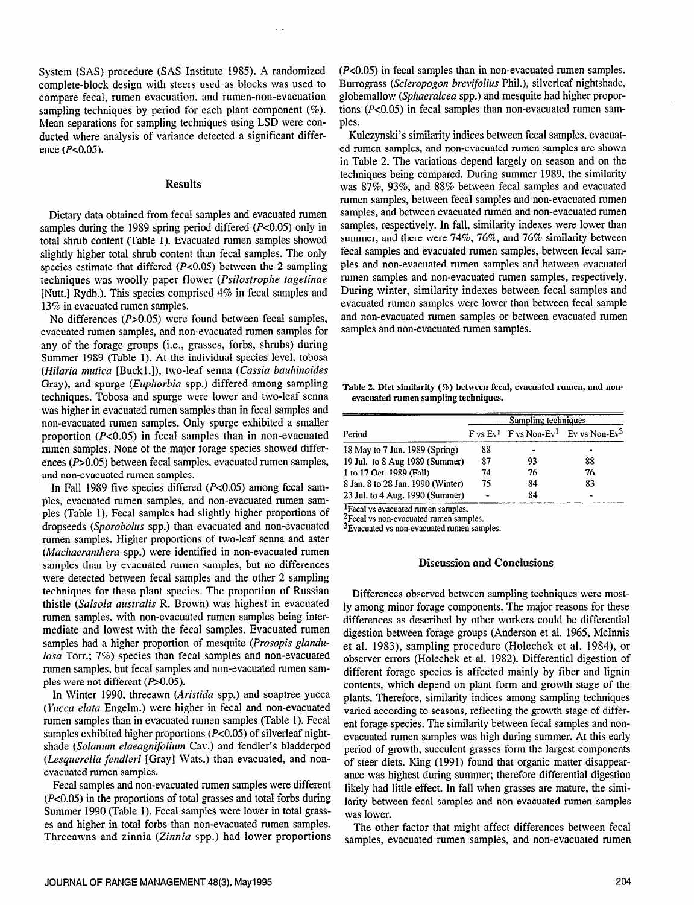System (SAS) procedure (SAS Institute 1985). A randomized complete-block design with steers used as blocks was used to compare fecal, rumen evacuation, and rumen-non-evacuation sampling techniques by period for each plant component (%). Mean separations for sampling techniques using LSD were conducted where analysis of variance detected a significant difference ($P<0.05$).

## Results

Dietary data obtained from fecal samples and evacuated rumen samples during the 1989 spring period differed ($P<0.05$) only in total shrub content (Table 1). Evacuated rumen samples showed slightly higher total shrub content than fecal samples. The only species estimate that differed ($P<0.05$) between the 2 sampling techniques was woolly paper flower (*Psilostrophe tagetinae* [Nutt.] Rydb.). This species comprised 4% in fecal samples and 13% in evacuated rumen samples.

No differences ($P>0.05$) were found between fecal samples, evacuated rumen samples, and non-evacuated rumen samples for any of the forage groups (i.e., grasses, forbs, shrubs) during Summer 1989 (Table 1). At the individual species level, tobosa (*Hilaria mutica* [Buckl.]), two-leaf senna (*Cassia bauhinoides* Gray), and spurge (*Euphorbia* spp.) differed among sampling techniques. Tobosa and spurge were lower and two-leaf senna was higher in evacuated rumen samples than in fecal samples and non-evacuated rumen samples. Only spurge exhibited a smaller proportion ($P<0.05$) in fecal samples than in non-evacuated rumen samples. None of the major forage species showed differences ($P>0.05$) between fecal samples, evacuated rumen samples, and non-evacuated rumen samples.

In Fall 1989 five species differed ($P<0.05$) among fecal samples, evacuated rumen samples, and non-evacuated rumen samples (Table 1). Fecal samples had slightly higher proportions of dropseeds (*Sporobolus* spp.) than evacuated and non-evacuated rumen samples. Higher proportions of two-leaf senna and aster (*Machaeranthera* spp.) were identified in non-evacuated rumen samples than by evacuated rumen samples, but no differences were detected between fecal samples and the other 2 sampling techniques for these plant species. The proportion of Russian thistle (*Salsola australis* R. Brown) was highest in evacuated rumen samples, with non-evacuated rumen samples being intermediate and lowest with the fecal samples. Evacuated rumen samples had a higher proportion of mesquite (*Prosopis glandulosa* Torr.; 7%) species than fecal samples and non-evacuated rumen samples, but fecal samples and non-evacuated rumen samples were not different ($P>0.05$).

In Winter 1990, threeawn (*Aristida* spp.) and soaptree yucca (*Yucca elata* Engelm.) were higher in fecal and non-evacuated rumen samples than in evacuated rumen samples (Table 1). Fecal samples exhibited higher proportions ($P<0.05$) of silverleaf nightshade (*Solanum elaeagnifolium* Cav.) and fendler's bladderpod (*Lesquerella fendleri* [Gray] Wats.) than evacuated, and non-evacuated rumen samples.

Fecal samples and non-evacuated rumen samples were different ($P<0.05$) in the proportions of total grasses and total forbs during Summer 1990 (Table 1). Fecal samples were lower in total grasses and higher in total forbs than non-evacuated rumen samples. Threeawns and zinnia (*Zinnia* spp.) had lower proportions ($P<0.05$) in fecal samples than in non-evacuated rumen samples. Burrograss (*Scleropogon brevifolius* Phil.), silverleaf nightshade, globemallow (*Sphaeralcea* spp.) and mesquite had higher proportions ($P<0.05$) in fecal samples than non-evacuated rumen samples.

Kulczynski's similarity indices between fecal samples, evacuated rumen samples, and non-evacuated rumen samples are shown in Table 2. The variations depend largely on season and on the techniques being compared. During summer 1989, the similarity was 87%, 93%, and 88% between fecal samples and evacuated rumen samples, between fecal samples and non-evacuated rumen samples, and between evacuated rumen and non-evacuated rumen samples, respectively. In fall, similarity indexes were lower than summer, and there were 74%, 76%, and 76% similarity between fecal samples and evacuated rumen samples, between fecal samples and non-evacuated rumen samples and between evacuated rumen samples and non-evacuated rumen samples, respectively. During winter, similarity indexes between fecal samples and evacuated rumen samples were lower than between fecal sample and non-evacuated rumen samples or between evacuated rumen samples and non-evacuated rumen samples.

**Table 2. Diet similarity (%) between fecal, evacuated rumen, and non-evacuated rumen sampling techniques.**

| Period | Sampling techniques | | |
|---|---|---|---|
| | F vs Ev[1] | F vs Non-Ev[1] | Ev vs Non-Ev[3] |
| 18 May to 7 Jun. 1989 (Spring) | 88 | - | - |
| 19 Jul. to 8 Aug 1989 (Summer) | 87 | 93 | 88 |
| 1 to 17 Oct 1989 (Fall) | 74 | 76 | 76 |
| 8 Jan. 8 to 28 Jan. 1990 (Winter) | 75 | 84 | 83 |
| 23 Jul. to 4 Aug. 1990 (Summer) | - | 84 | - |

[1]Fecal vs evacuated rumen samples.
[2]Fecal vs non-evacuated rumen samples.
[3]Evacuated vs non-evacuated rumen samples.

## Discussion and Conclusions

Differences observed between sampling techniques were mostly among minor forage components. The major reasons for these differences as described by other workers could be differential digestion between forage groups (Anderson et al. 1965, McInnis et al. 1983), sampling procedure (Holechek et al. 1984), or observer errors (Holechek et al. 1982). Differential digestion of different forage species is affected mainly by fiber and lignin contents, which depend on plant form and growth stage of the plants. Therefore, similarity indices among sampling techniques varied according to seasons, reflecting the growth stage of different forage species. The similarity between fecal samples and non-evacuated rumen samples was high during summer. At this early period of growth, succulent grasses form the largest components of steer diets. King (1991) found that organic matter disappearance was highest during summer; therefore differential digestion likely had little effect. In fall when grasses are mature, the similarity between fecal samples and non-evacuated rumen samples was lower.

The other factor that might affect differences between fecal samples, evacuated rumen samples, and non-evacuated rumen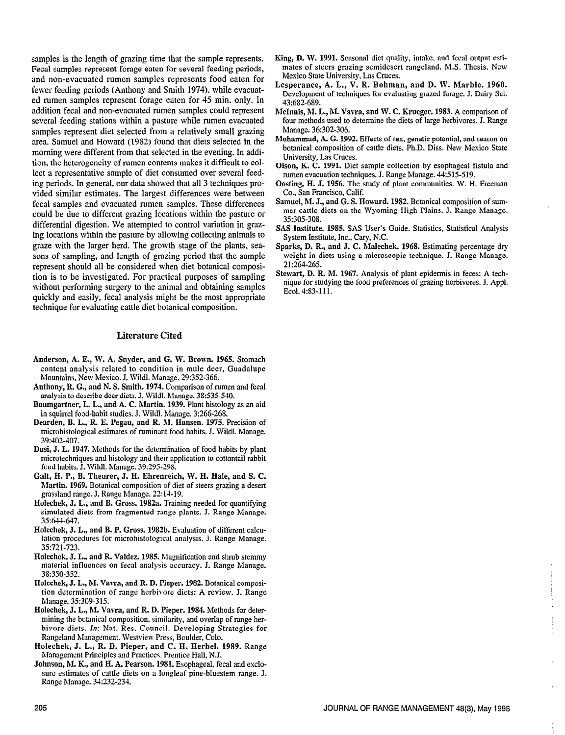samples is the length of grazing time that the sample represents. Fecal samples represent forage eaten for several feeding periods, and non-evacuated rumen samples represents food eaten for fewer feeding periods (Anthony and Smith 1974), while evacuated rumen samples represent forage eaten for 45 min. only. In addition fecal and non-evacuated rumen samples could represent several feeding stations within a pasture while rumen evacuated samples represent diet selected from a relatively small grazing area. Samuel and Howard (1982) found that diets selected in the morning were different from that selected in the evening. In addition, the heterogeneity of rumen contents makes it difficult to collect a representative sample of diet consumed over several feeding periods. In general, our data showed that all 3 techniques provided similar estimates. The largest differences were between fecal samples and evacuated rumen samples. These differences could be due to different grazing locations within the pasture or differential digestion. We attempted to control variation in grazing locations within the pasture by allowing collecting animals to graze with the larger herd. The growth stage of the plants, seasons of sampling, and length of grazing period that the sample represent should all be considered when diet botanical composition is to be investigated. For practical purposes of sampling without performing surgery to the animal and obtaining samples quickly and easily, fecal analysis might be the most appropriate technique for evaluating cattle diet botanical composition.

## Literature Cited

**Anderson, A. E., W. A. Snyder, and G. W. Brown. 1965.** Stomach content analysis related to condition in mule deer, Guadalupe Mountains, New Mexico. J. Wildl. Manage. 29:352-366.

**Anthony, R. G., and N. S. Smith. 1974.** Comparison of rumen and fecal analysis to describe deer diets. J. Wildl. Manage. 38:535-540.

**Baumgartner, L. L., and A. C. Martin. 1939.** Plant histology as an aid in squirrel food-habit studies. J. Wildl. Manage. 3:266-268.

**Dearden, B. L., R. E. Pegau, and R. M. Hansen. 1975.** Precision of microhistological estimates of ruminant food habits. J. Wildl. Manage. 39:402-407.

**Dusi, J. L. 1947.** Methods for the determination of food habits by plant microtechniques and histology and their application to cottontail rabbit food habits. J. Wildl. Manage. 39:295-298.

**Galt, H. P., B. Theurer, J. H. Ehrenreich, W. H. Hale, and S. C. Martin. 1969.** Botanical composition of diet of steers grazing a desert grassland range. J. Range Manage. 22:14-19.

**Holechek, J. L., and B. Gross. 1982a.** Training needed for quantifying simulated diets from fragmented range plants. J. Range Manage. 35:644-647.

**Holechek, J. L., and B. P. Gross. 1982b.** Evaluation of different calculation procedures for microhistological analysis. J. Range Manage. 35:721-723.

**Holechek, J. L., and R. Valdez. 1985.** Magnification and shrub stemmy material influences on fecal analysis accuracy. J. Range Manage. 38:350-352.

**Holechek, J. L., M. Vavra, and R. D. Pieper. 1982.** Botanical composition determination of range herbivore diets: A review. J. Range Manage. 35:309-315.

**Holechek, J. L., M. Vavra, and R. D. Pieper. 1984.** Methods for determining the botanical composition, similarity, and overlap of range herbivore diets. *In*: Nat. Res. Council. Developing Strategies for Rangeland Management. Westview Press, Boulder, Colo.

**Holechek, J. L., R. D. Pieper, and C. H. Herbel. 1989.** Range Management Principles and Practices. Prentice Hall, N.J.

**Johnson, M. K., and H. A. Pearson. 1981.** Esophageal, fecal and exclosure estimates of cattle diets on a longleaf pine-bluestem range. J. Range Manage. 34:232-234.

**King, D. W. 1991.** Seasonal diet quality, intake, and fecal output estimates of steers grazing semidesert rangeland. M.S. Thesis. New Mexico State University, Las Cruces.

**Lesperance, A. L., V. R. Bohman, and D. W. Marble. 1960.** Development of techniques for evaluating grazed forage. J. Dairy Sci. 43:682-689.

**McInnis, M. L., M. Vavra, and W. C. Krueger. 1983.** A comparison of four methods used to determine the diets of large herbivores. J. Range Manage. 36:302-306.

**Mohammad, A. G. 1992.** Effects of sex, genetic potential, and season on botanical composition of cattle diets. Ph.D. Diss. New Mexico State University, Las Cruces.

**Olson, K. C. 1991.** Diet sample collection by esophageal fistula and rumen evacuation techniques. J. Range Manage. 44:515-519.

**Oosting, H. J. 1956.** The study of plant communities. W. H. Freeman Co., San Francisco, Calif.

**Samuel, M. J., and G. S. Howard. 1982.** Botanical composition of summer cattle diets on the Wyoming High Plains. J. Range Manage. 35:305-308.

**SAS Institute. 1985.** SAS User's Guide. Statistics, Statistical Analysis System Institute, Inc., Cary, N.C.

**Sparks, D. R., and J. C. Malechek. 1968.** Estimating percentage dry weight in diets using a microscopic technique. J. Range Manage. 21:264-265.

**Stewart, D. R. M. 1967.** Analysis of plant epidermis in feces: A technique for studying the food preferences of grazing herbivores. J. Appl. Ecol. 4:83-111.